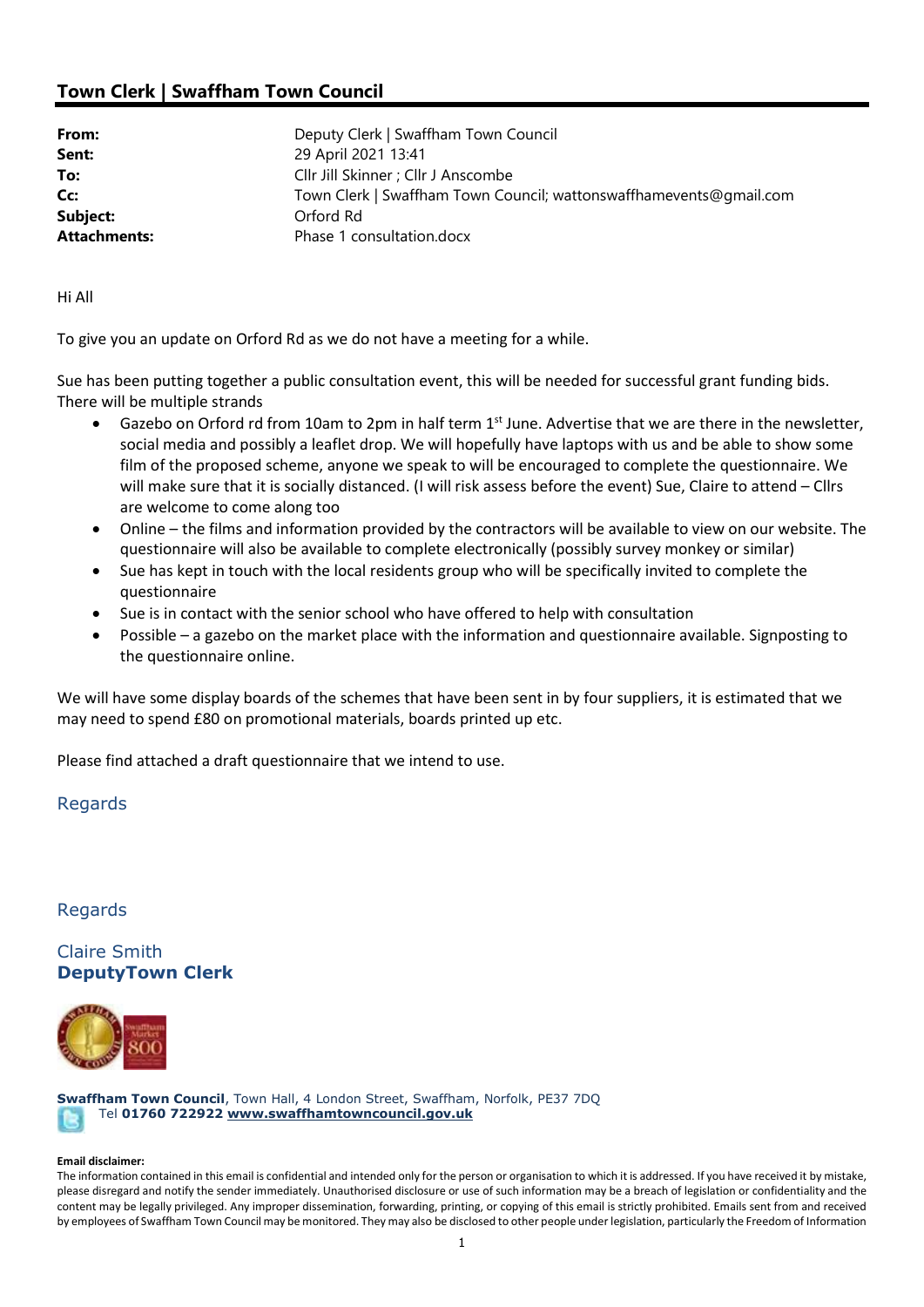## Town Clerk | Swaffham Town Council

| | |
|---|---|
| **From:** | Deputy Clerk \| Swaffham Town Council |
| **Sent:** | 29 April 2021 13:41 |
| **To:** | Cllr Jill Skinner ; Cllr J Anscombe |
| **Cc:** | Town Clerk \| Swaffham Town Council; wattonswaffhamevents@gmail.com |
| **Subject:** | Orford Rd |
| **Attachments:** | Phase 1 consultation.docx |

Hi All

To give you an update on Orford Rd as we do not have a meeting for a while.

Sue has been putting together a public consultation event, this will be needed for successful grant funding bids. There will be multiple strands

- Gazebo on Orford rd from 10am to 2pm in half term 1st June. Advertise that we are there in the newsletter, social media and possibly a leaflet drop. We will hopefully have laptops with us and be able to show some film of the proposed scheme, anyone we speak to will be encouraged to complete the questionnaire. We will make sure that it is socially distanced. (I will risk assess before the event) Sue, Claire to attend – Cllrs are welcome to come along too
- Online – the films and information provided by the contractors will be available to view on our website. The questionnaire will also be available to complete electronically (possibly survey monkey or similar)
- Sue has kept in touch with the local residents group who will be specifically invited to complete the questionnaire
- Sue is in contact with the senior school who have offered to help with consultation
- Possible – a gazebo on the market place with the information and questionnaire available. Signposting to the questionnaire online.

We will have some display boards of the schemes that have been sent in by four suppliers, it is estimated that we may need to spend £80 on promotional materials, boards printed up etc.

Please find attached a draft questionnaire that we intend to use.

Regards

Regards

Claire Smith
**DeputyTown Clerk**

**Swaffham Town Council**, Town Hall, 4 London Street, Swaffham, Norfolk, PE37 7DQ
Tel **01760 722922** **www.swaffhamtowncouncil.gov.uk**

**Email disclaimer:**
The information contained in this email is confidential and intended only for the person or organisation to which it is addressed. If you have received it by mistake, please disregard and notify the sender immediately. Unauthorised disclosure or use of such information may be a breach of legislation or confidentiality and the content may be legally privileged. Any improper dissemination, forwarding, printing, or copying of this email is strictly prohibited. Emails sent from and received by employees of Swaffham Town Council may be monitored. They may also be disclosed to other people under legislation, particularly the Freedom of Information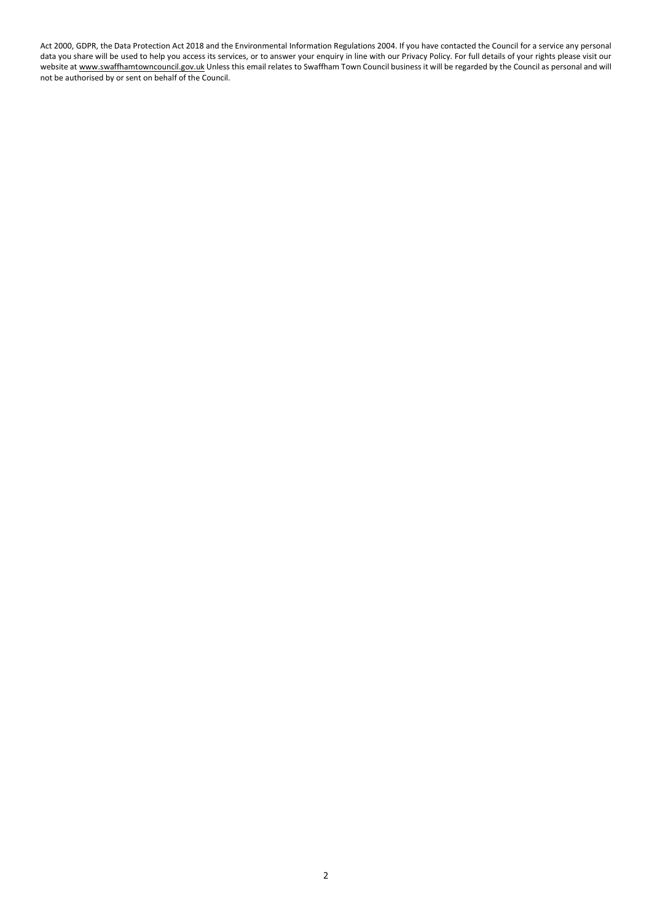Act 2000, GDPR, the Data Protection Act 2018 and the Environmental Information Regulations 2004. If you have contacted the Council for a service any personal data you share will be used to help you access its services, or to answer your enquiry in line with our Privacy Policy. For full details of your rights please visit our website at www.swaffhamtowncouncil.gov.uk Unless this email relates to Swaffham Town Council business it will be regarded by the Council as personal and will not be authorised by or sent on behalf of the Council.